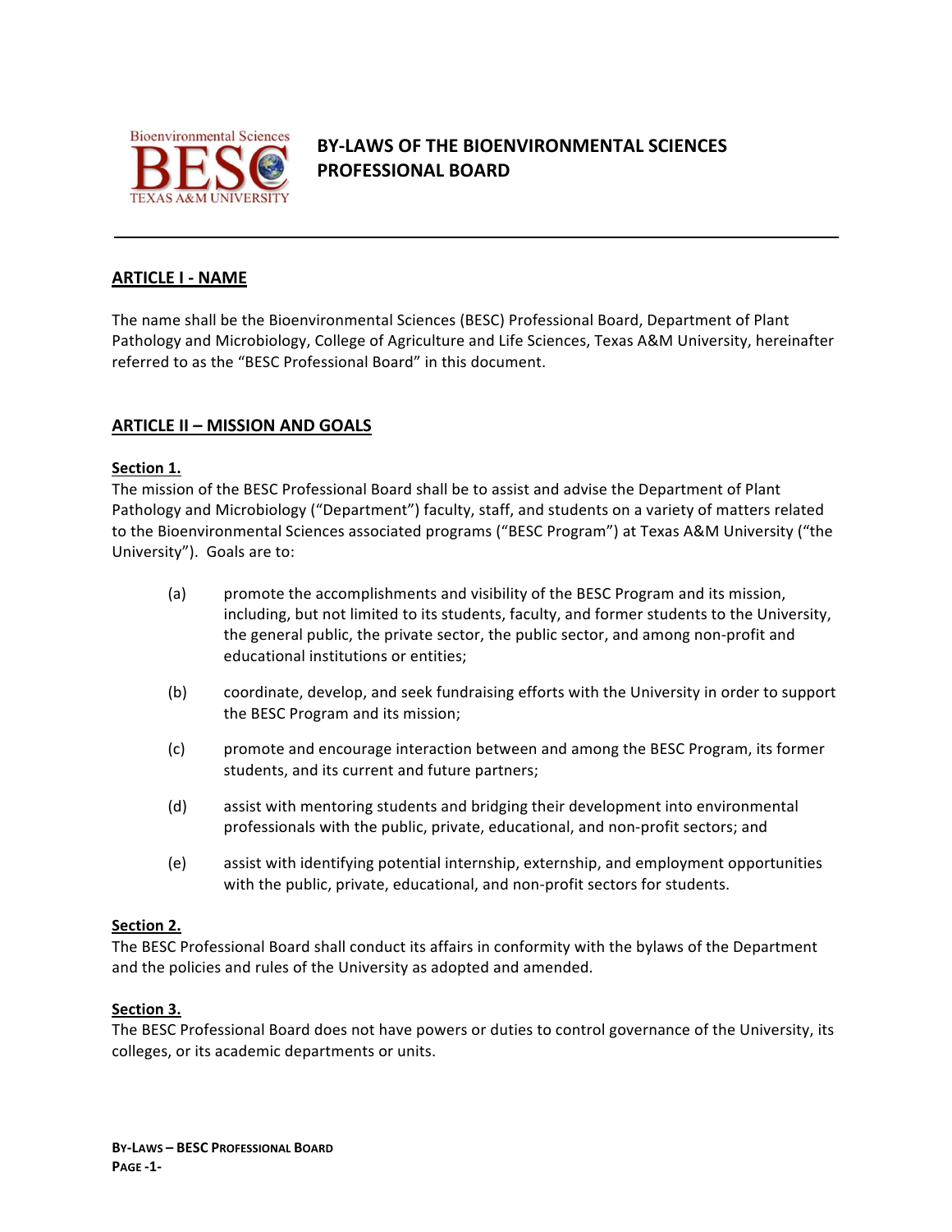# BY-LAWS OF THE BIOENVIRONMENTAL SCIENCES PROFESSIONAL BOARD

## ARTICLE I - NAME

The name shall be the Bioenvironmental Sciences (BESC) Professional Board, Department of Plant Pathology and Microbiology, College of Agriculture and Life Sciences, Texas A&M University, hereinafter referred to as the "BESC Professional Board" in this document.

## ARTICLE II – MISSION AND GOALS

### Section 1.

The mission of the BESC Professional Board shall be to assist and advise the Department of Plant Pathology and Microbiology ("Department") faculty, staff, and students on a variety of matters related to the Bioenvironmental Sciences associated programs ("BESC Program") at Texas A&M University ("the University"). Goals are to:

(a) promote the accomplishments and visibility of the BESC Program and its mission, including, but not limited to its students, faculty, and former students to the University, the general public, the private sector, the public sector, and among non-profit and educational institutions or entities;

(b) coordinate, develop, and seek fundraising efforts with the University in order to support the BESC Program and its mission;

(c) promote and encourage interaction between and among the BESC Program, its former students, and its current and future partners;

(d) assist with mentoring students and bridging their development into environmental professionals with the public, private, educational, and non-profit sectors; and

(e) assist with identifying potential internship, externship, and employment opportunities with the public, private, educational, and non-profit sectors for students.

### Section 2.

The BESC Professional Board shall conduct its affairs in conformity with the bylaws of the Department and the policies and rules of the University as adopted and amended.

### Section 3.

The BESC Professional Board does not have powers or duties to control governance of the University, its colleges, or its academic departments or units.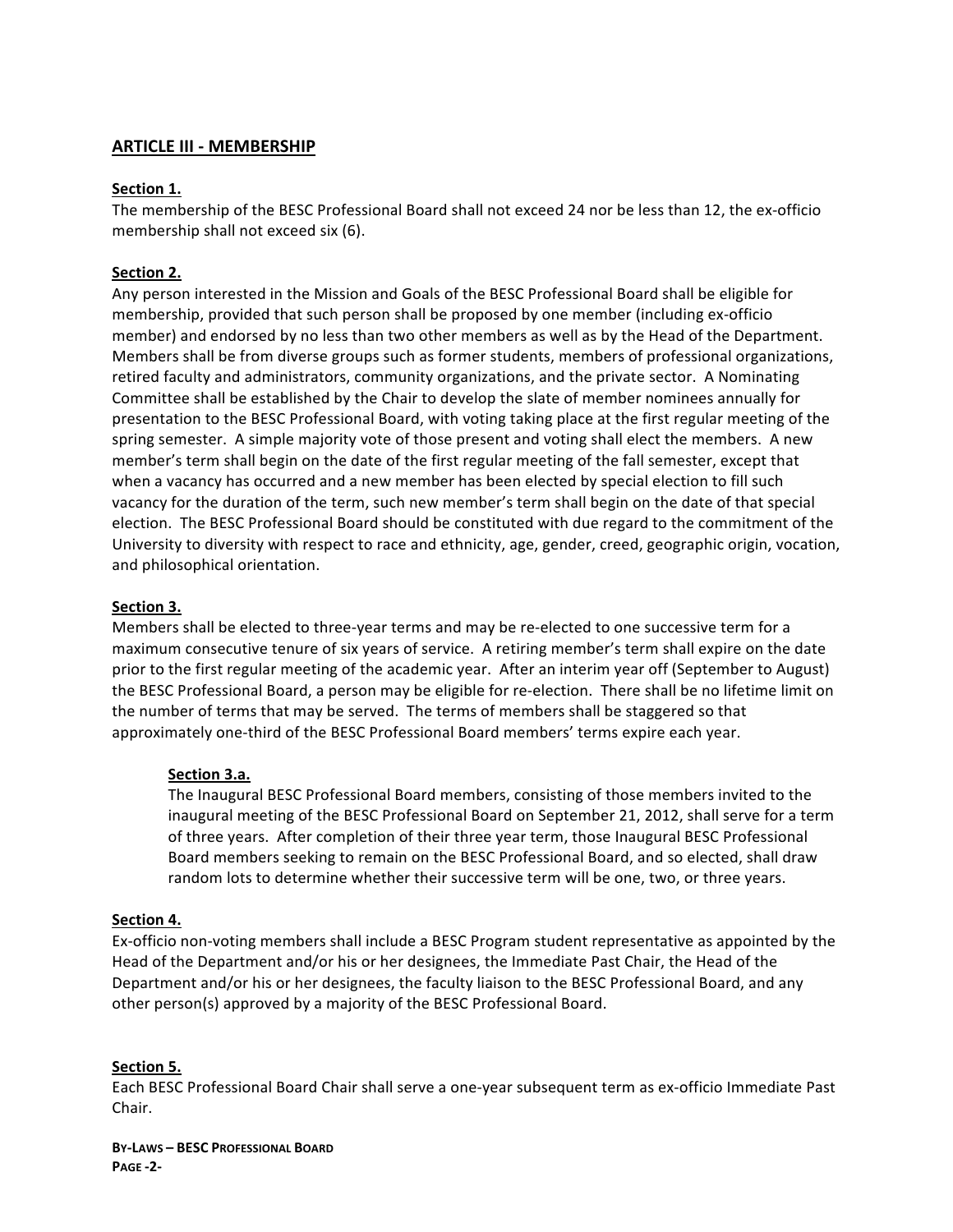## ARTICLE III - MEMBERSHIP

**Section 1.**
The membership of the BESC Professional Board shall not exceed 24 nor be less than 12, the ex-officio membership shall not exceed six (6).

**Section 2.**
Any person interested in the Mission and Goals of the BESC Professional Board shall be eligible for membership, provided that such person shall be proposed by one member (including ex-officio member) and endorsed by no less than two other members as well as by the Head of the Department. Members shall be from diverse groups such as former students, members of professional organizations, retired faculty and administrators, community organizations, and the private sector. A Nominating Committee shall be established by the Chair to develop the slate of member nominees annually for presentation to the BESC Professional Board, with voting taking place at the first regular meeting of the spring semester. A simple majority vote of those present and voting shall elect the members. A new member's term shall begin on the date of the first regular meeting of the fall semester, except that when a vacancy has occurred and a new member has been elected by special election to fill such vacancy for the duration of the term, such new member's term shall begin on the date of that special election. The BESC Professional Board should be constituted with due regard to the commitment of the University to diversity with respect to race and ethnicity, age, gender, creed, geographic origin, vocation, and philosophical orientation.

**Section 3.**
Members shall be elected to three-year terms and may be re-elected to one successive term for a maximum consecutive tenure of six years of service. A retiring member's term shall expire on the date prior to the first regular meeting of the academic year. After an interim year off (September to August) the BESC Professional Board, a person may be eligible for re-election. There shall be no lifetime limit on the number of terms that may be served. The terms of members shall be staggered so that approximately one-third of the BESC Professional Board members' terms expire each year.

**Section 3.a.**
The Inaugural BESC Professional Board members, consisting of those members invited to the inaugural meeting of the BESC Professional Board on September 21, 2012, shall serve for a term of three years. After completion of their three year term, those Inaugural BESC Professional Board members seeking to remain on the BESC Professional Board, and so elected, shall draw random lots to determine whether their successive term will be one, two, or three years.

**Section 4.**
Ex-officio non-voting members shall include a BESC Program student representative as appointed by the Head of the Department and/or his or her designees, the Immediate Past Chair, the Head of the Department and/or his or her designees, the faculty liaison to the BESC Professional Board, and any other person(s) approved by a majority of the BESC Professional Board.

**Section 5.**
Each BESC Professional Board Chair shall serve a one-year subsequent term as ex-officio Immediate Past Chair.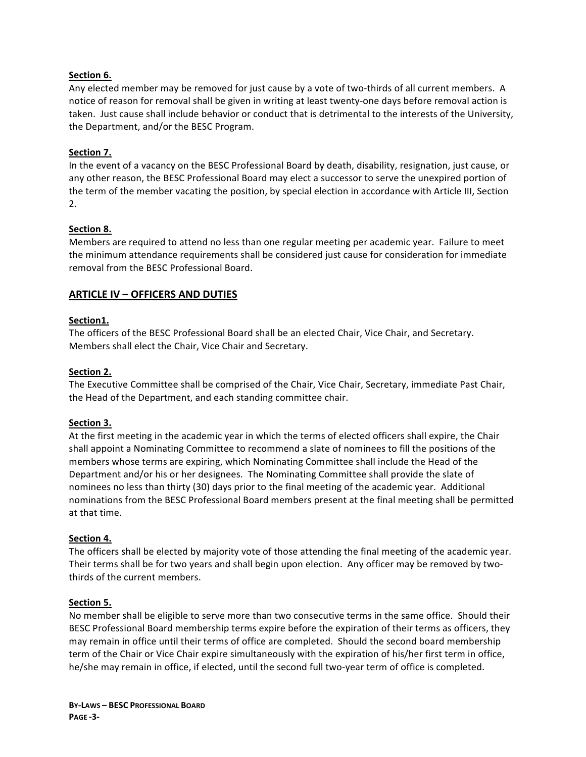**Section 6.**
Any elected member may be removed for just cause by a vote of two-thirds of all current members. A notice of reason for removal shall be given in writing at least twenty-one days before removal action is taken. Just cause shall include behavior or conduct that is detrimental to the interests of the University, the Department, and/or the BESC Program.

**Section 7.**
In the event of a vacancy on the BESC Professional Board by death, disability, resignation, just cause, or any other reason, the BESC Professional Board may elect a successor to serve the unexpired portion of the term of the member vacating the position, by special election in accordance with Article III, Section 2.

**Section 8.**
Members are required to attend no less than one regular meeting per academic year. Failure to meet the minimum attendance requirements shall be considered just cause for consideration for immediate removal from the BESC Professional Board.

## ARTICLE IV – OFFICERS AND DUTIES

**Section1.**
The officers of the BESC Professional Board shall be an elected Chair, Vice Chair, and Secretary. Members shall elect the Chair, Vice Chair and Secretary.

**Section 2.**
The Executive Committee shall be comprised of the Chair, Vice Chair, Secretary, immediate Past Chair, the Head of the Department, and each standing committee chair.

**Section 3.**
At the first meeting in the academic year in which the terms of elected officers shall expire, the Chair shall appoint a Nominating Committee to recommend a slate of nominees to fill the positions of the members whose terms are expiring, which Nominating Committee shall include the Head of the Department and/or his or her designees. The Nominating Committee shall provide the slate of nominees no less than thirty (30) days prior to the final meeting of the academic year. Additional nominations from the BESC Professional Board members present at the final meeting shall be permitted at that time.

**Section 4.**
The officers shall be elected by majority vote of those attending the final meeting of the academic year. Their terms shall be for two years and shall begin upon election. Any officer may be removed by two-thirds of the current members.

**Section 5.**
No member shall be eligible to serve more than two consecutive terms in the same office. Should their BESC Professional Board membership terms expire before the expiration of their terms as officers, they may remain in office until their terms of office are completed. Should the second board membership term of the Chair or Vice Chair expire simultaneously with the expiration of his/her first term in office, he/she may remain in office, if elected, until the second full two-year term of office is completed.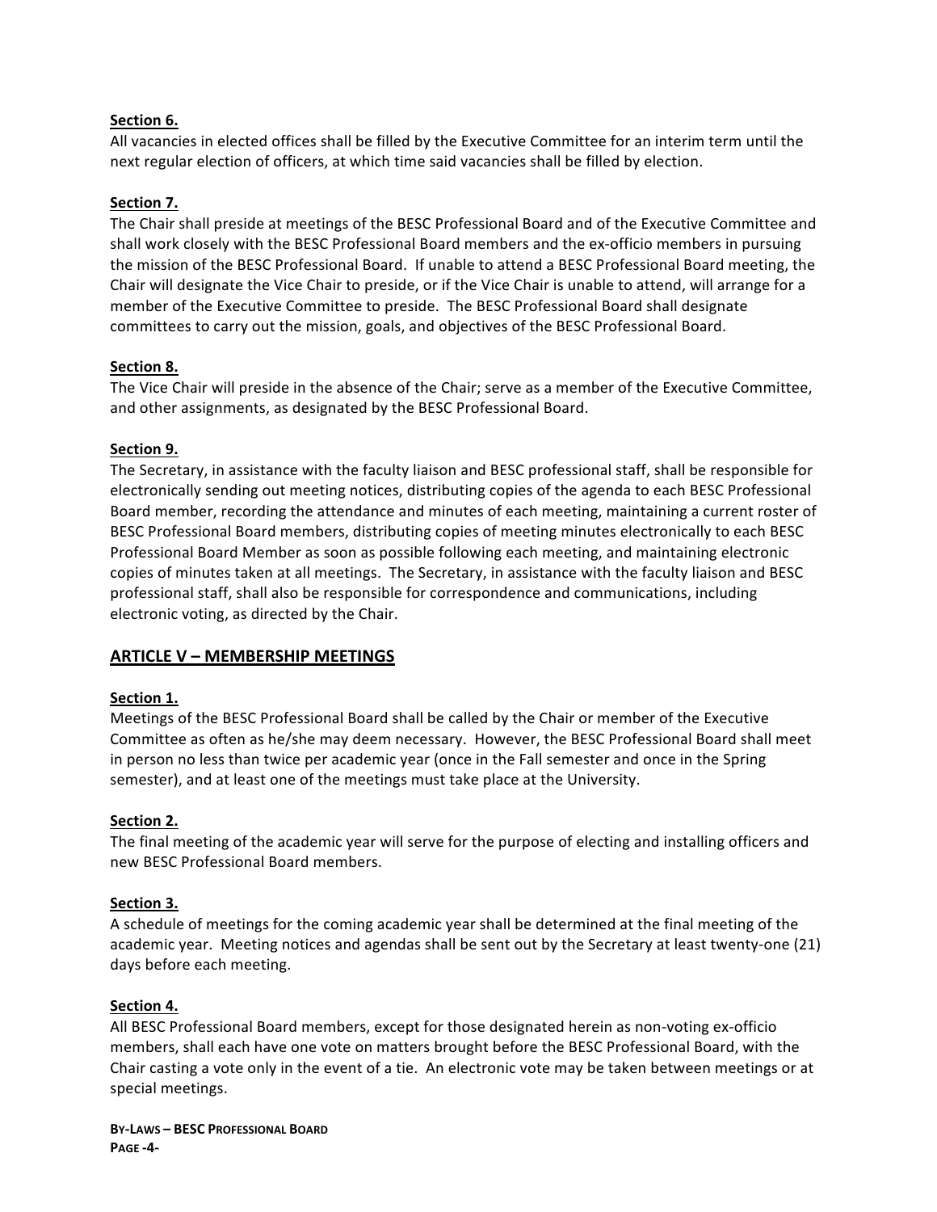**Section 6.**
All vacancies in elected offices shall be filled by the Executive Committee for an interim term until the next regular election of officers, at which time said vacancies shall be filled by election.

**Section 7.**
The Chair shall preside at meetings of the BESC Professional Board and of the Executive Committee and shall work closely with the BESC Professional Board members and the ex-officio members in pursuing the mission of the BESC Professional Board. If unable to attend a BESC Professional Board meeting, the Chair will designate the Vice Chair to preside, or if the Vice Chair is unable to attend, will arrange for a member of the Executive Committee to preside. The BESC Professional Board shall designate committees to carry out the mission, goals, and objectives of the BESC Professional Board.

**Section 8.**
The Vice Chair will preside in the absence of the Chair; serve as a member of the Executive Committee, and other assignments, as designated by the BESC Professional Board.

**Section 9.**
The Secretary, in assistance with the faculty liaison and BESC professional staff, shall be responsible for electronically sending out meeting notices, distributing copies of the agenda to each BESC Professional Board member, recording the attendance and minutes of each meeting, maintaining a current roster of BESC Professional Board members, distributing copies of meeting minutes electronically to each BESC Professional Board Member as soon as possible following each meeting, and maintaining electronic copies of minutes taken at all meetings. The Secretary, in assistance with the faculty liaison and BESC professional staff, shall also be responsible for correspondence and communications, including electronic voting, as directed by the Chair.

## ARTICLE V – MEMBERSHIP MEETINGS

**Section 1.**
Meetings of the BESC Professional Board shall be called by the Chair or member of the Executive Committee as often as he/she may deem necessary. However, the BESC Professional Board shall meet in person no less than twice per academic year (once in the Fall semester and once in the Spring semester), and at least one of the meetings must take place at the University.

**Section 2.**
The final meeting of the academic year will serve for the purpose of electing and installing officers and new BESC Professional Board members.

**Section 3.**
A schedule of meetings for the coming academic year shall be determined at the final meeting of the academic year. Meeting notices and agendas shall be sent out by the Secretary at least twenty-one (21) days before each meeting.

**Section 4.**
All BESC Professional Board members, except for those designated herein as non-voting ex-officio members, shall each have one vote on matters brought before the BESC Professional Board, with the Chair casting a vote only in the event of a tie. An electronic vote may be taken between meetings or at special meetings.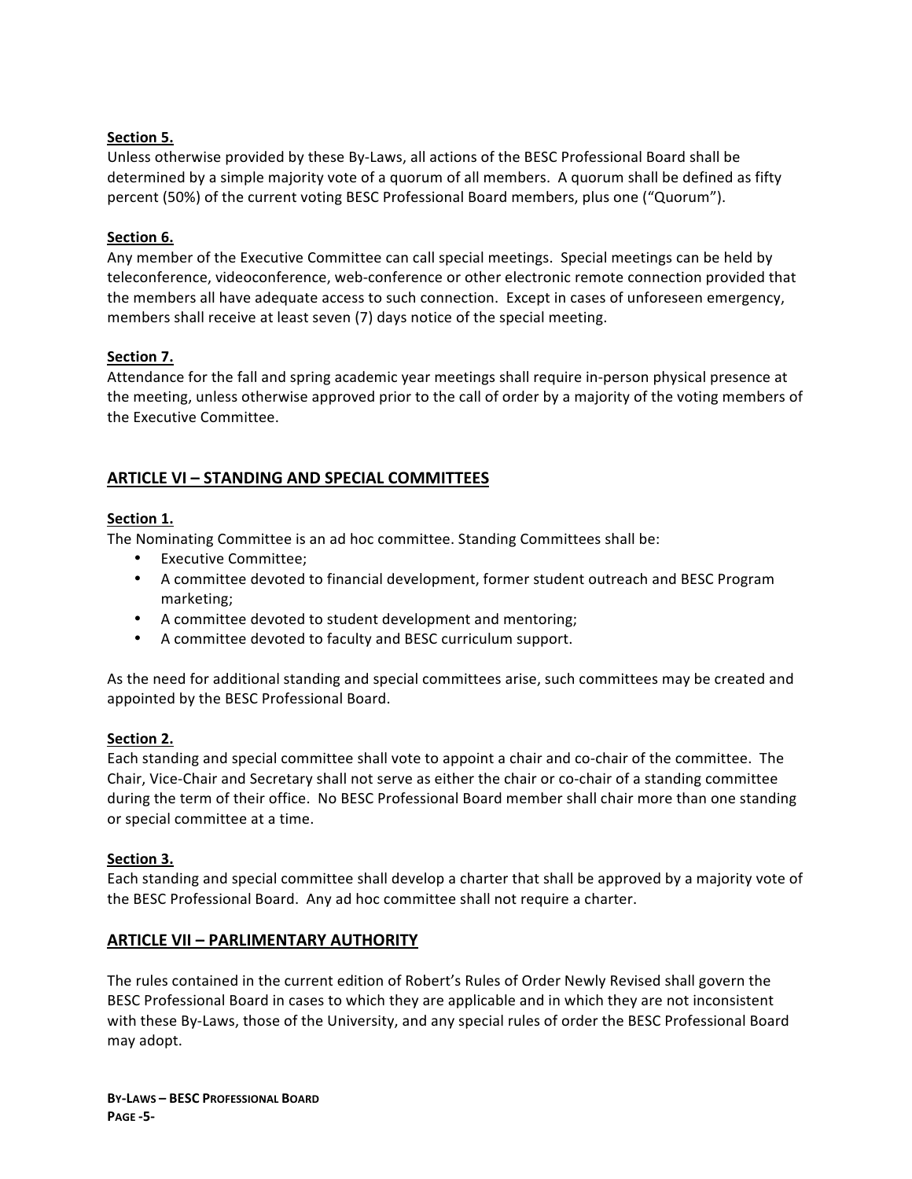**Section 5.**

Unless otherwise provided by these By-Laws, all actions of the BESC Professional Board shall be determined by a simple majority vote of a quorum of all members. A quorum shall be defined as fifty percent (50%) of the current voting BESC Professional Board members, plus one ("Quorum").

**Section 6.**

Any member of the Executive Committee can call special meetings. Special meetings can be held by teleconference, videoconference, web-conference or other electronic remote connection provided that the members all have adequate access to such connection. Except in cases of unforeseen emergency, members shall receive at least seven (7) days notice of the special meeting.

**Section 7.**

Attendance for the fall and spring academic year meetings shall require in-person physical presence at the meeting, unless otherwise approved prior to the call of order by a majority of the voting members of the Executive Committee.

## ARTICLE VI – STANDING AND SPECIAL COMMITTEES

**Section 1.**

The Nominating Committee is an ad hoc committee. Standing Committees shall be:

- Executive Committee;
- A committee devoted to financial development, former student outreach and BESC Program marketing;
- A committee devoted to student development and mentoring;
- A committee devoted to faculty and BESC curriculum support.

As the need for additional standing and special committees arise, such committees may be created and appointed by the BESC Professional Board.

**Section 2.**

Each standing and special committee shall vote to appoint a chair and co-chair of the committee. The Chair, Vice-Chair and Secretary shall not serve as either the chair or co-chair of a standing committee during the term of their office. No BESC Professional Board member shall chair more than one standing or special committee at a time.

**Section 3.**

Each standing and special committee shall develop a charter that shall be approved by a majority vote of the BESC Professional Board. Any ad hoc committee shall not require a charter.

## ARTICLE VII – PARLIMENTARY AUTHORITY

The rules contained in the current edition of Robert's Rules of Order Newly Revised shall govern the BESC Professional Board in cases to which they are applicable and in which they are not inconsistent with these By-Laws, those of the University, and any special rules of order the BESC Professional Board may adopt.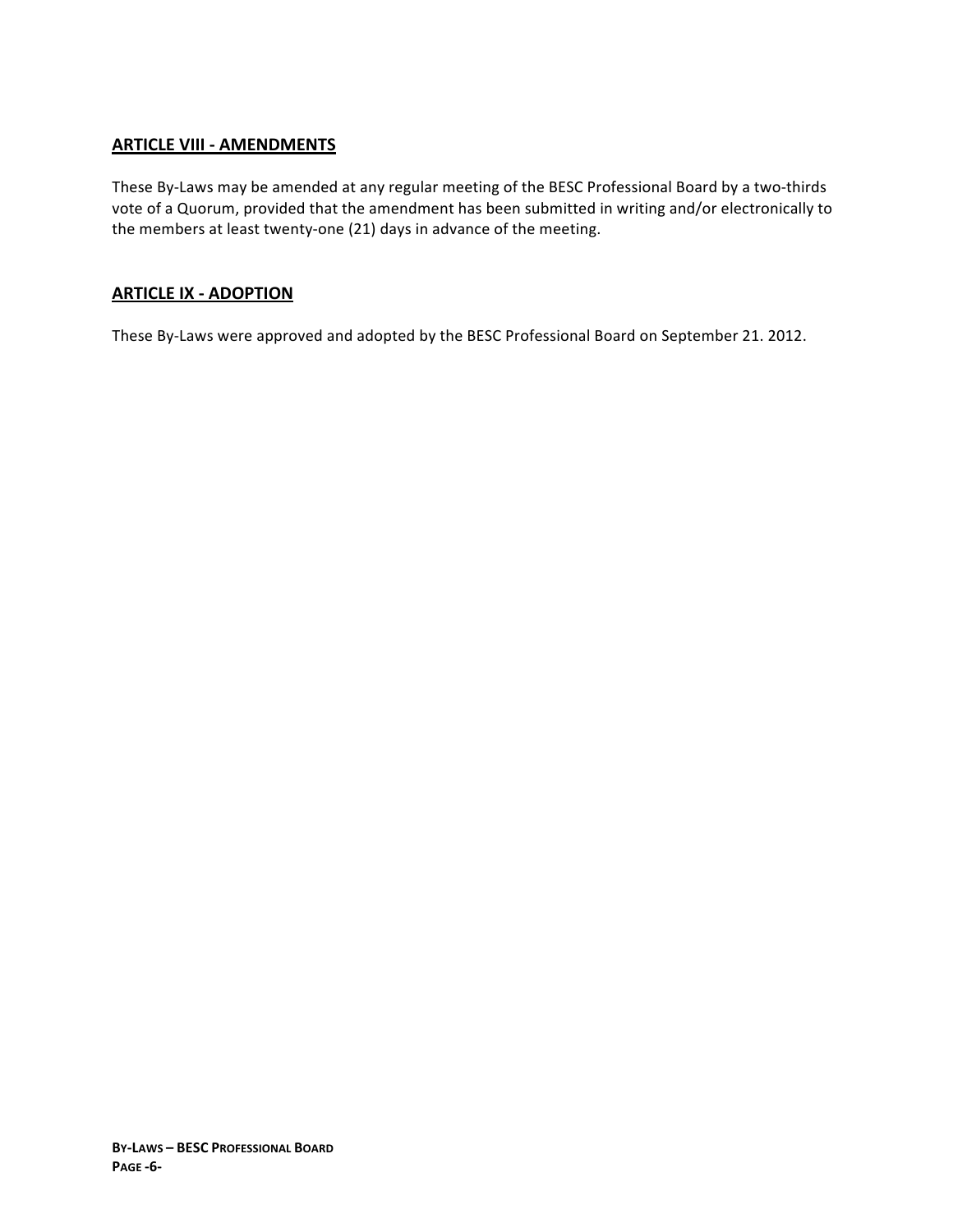## ARTICLE VIII - AMENDMENTS

These By-Laws may be amended at any regular meeting of the BESC Professional Board by a two-thirds vote of a Quorum, provided that the amendment has been submitted in writing and/or electronically to the members at least twenty-one (21) days in advance of the meeting.

## ARTICLE IX - ADOPTION

These By-Laws were approved and adopted by the BESC Professional Board on September 21. 2012.